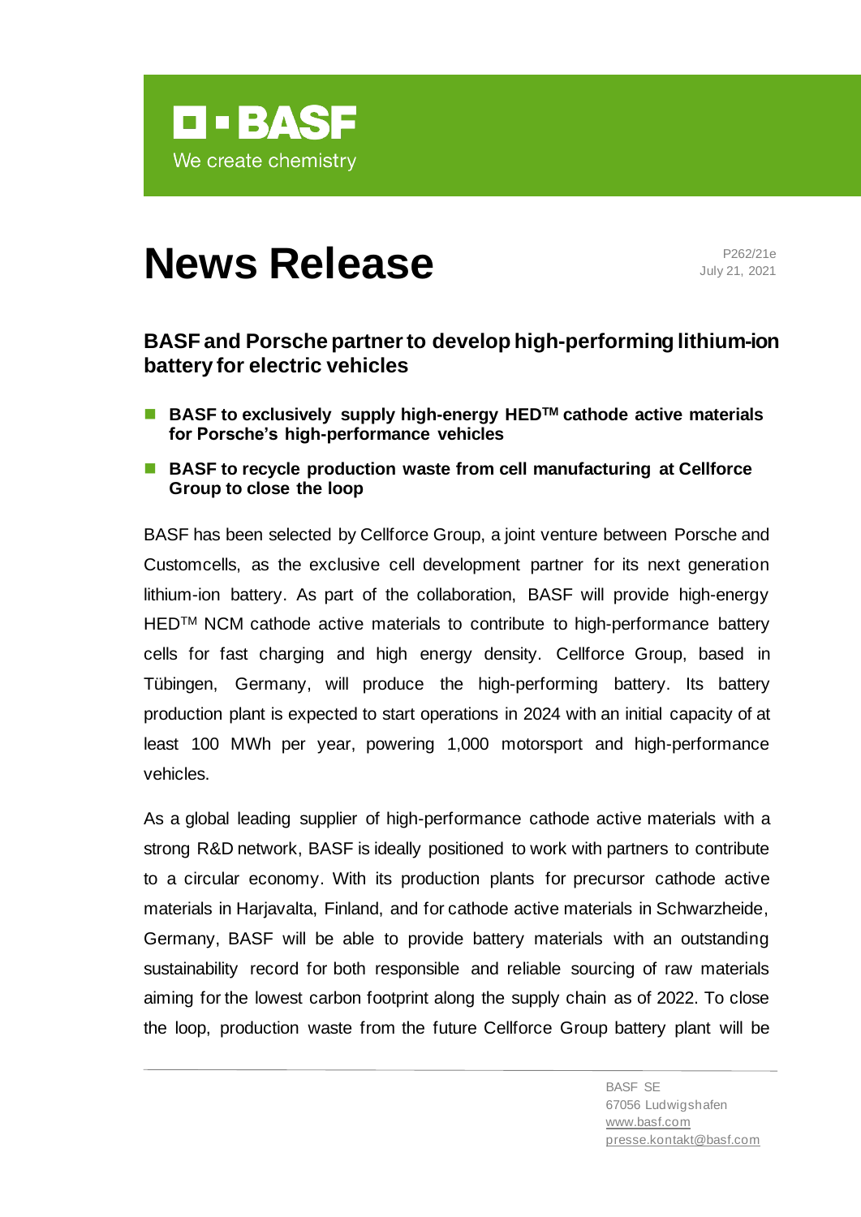# News Release

P262/21e
July 21, 2021

## BASF and Porsche partner to develop high-performing lithium-ion battery for electric vehicles

- **BASF to exclusively supply high-energy HED™ cathode active materials for Porsche's high-performance vehicles**
- **BASF to recycle production waste from cell manufacturing at Cellforce Group to close the loop**

BASF has been selected by Cellforce Group, a joint venture between Porsche and Customcells, as the exclusive cell development partner for its next generation lithium-ion battery. As part of the collaboration, BASF will provide high-energy HED™ NCM cathode active materials to contribute to high-performance battery cells for fast charging and high energy density. Cellforce Group, based in Tübingen, Germany, will produce the high-performing battery. Its battery production plant is expected to start operations in 2024 with an initial capacity of at least 100 MWh per year, powering 1,000 motorsport and high-performance vehicles.

As a global leading supplier of high-performance cathode active materials with a strong R&D network, BASF is ideally positioned to work with partners to contribute to a circular economy. With its production plants for precursor cathode active materials in Harjavalta, Finland, and for cathode active materials in Schwarzheide, Germany, BASF will be able to provide battery materials with an outstanding sustainability record for both responsible and reliable sourcing of raw materials aiming for the lowest carbon footprint along the supply chain as of 2022. To close the loop, production waste from the future Cellforce Group battery plant will be

BASF SE
67056 Ludwigshafen
www.basf.com
presse.kontakt@basf.com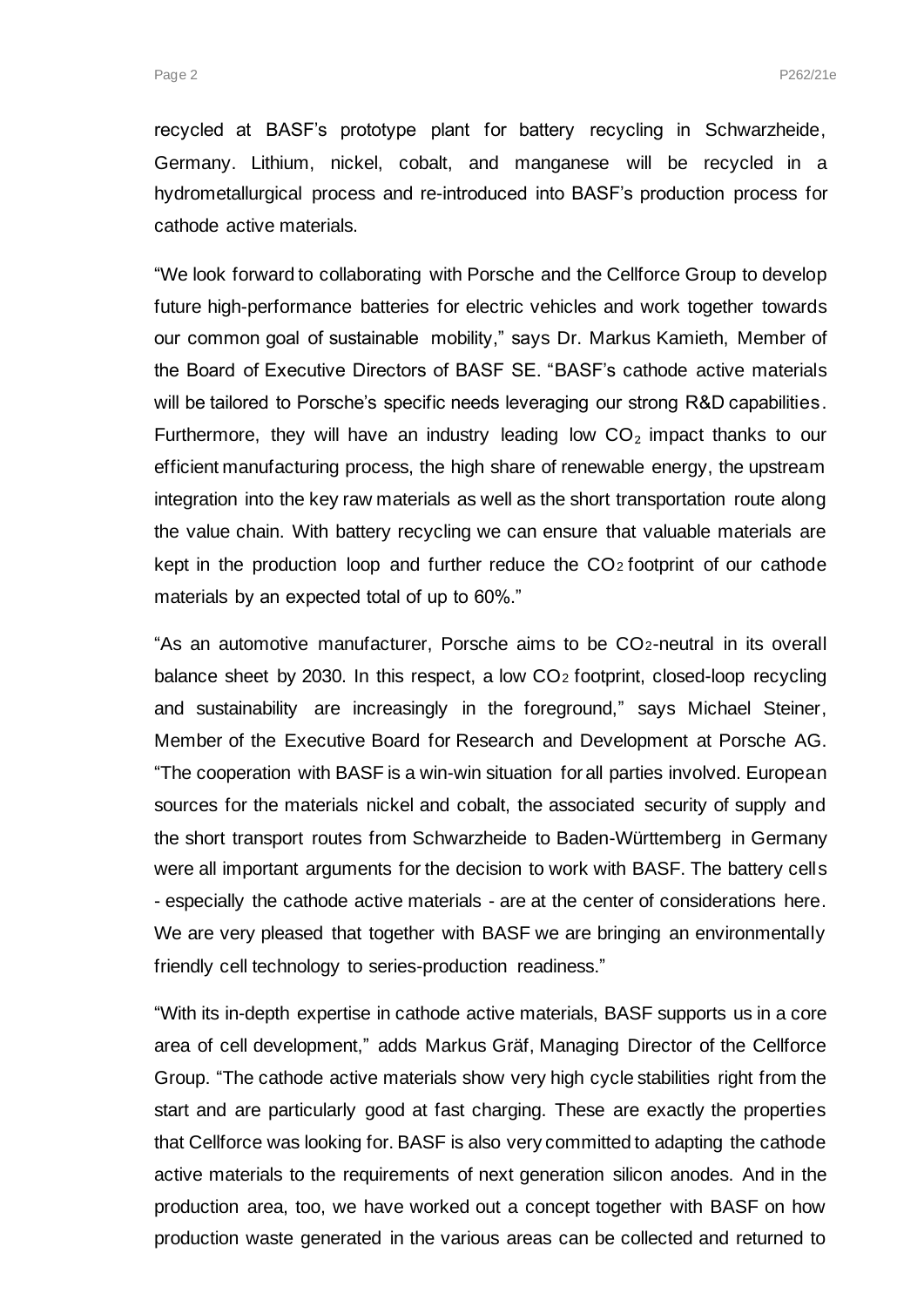recycled at BASF's prototype plant for battery recycling in Schwarzheide, Germany. Lithium, nickel, cobalt, and manganese will be recycled in a hydrometallurgical process and re-introduced into BASF's production process for cathode active materials.

"We look forward to collaborating with Porsche and the Cellforce Group to develop future high-performance batteries for electric vehicles and work together towards our common goal of sustainable mobility," says Dr. Markus Kamieth, Member of the Board of Executive Directors of BASF SE. "BASF's cathode active materials will be tailored to Porsche's specific needs leveraging our strong R&D capabilities. Furthermore, they will have an industry leading low $CO_2$ impact thanks to our efficient manufacturing process, the high share of renewable energy, the upstream integration into the key raw materials as well as the short transportation route along the value chain. With battery recycling we can ensure that valuable materials are kept in the production loop and further reduce the $CO_2$ footprint of our cathode materials by an expected total of up to 60%."

"As an automotive manufacturer, Porsche aims to be $CO_2$-neutral in its overall balance sheet by 2030. In this respect, a low $CO_2$ footprint, closed-loop recycling and sustainability are increasingly in the foreground," says Michael Steiner, Member of the Executive Board for Research and Development at Porsche AG. "The cooperation with BASF is a win-win situation for all parties involved. European sources for the materials nickel and cobalt, the associated security of supply and the short transport routes from Schwarzheide to Baden-Württemberg in Germany were all important arguments for the decision to work with BASF. The battery cells - especially the cathode active materials - are at the center of considerations here. We are very pleased that together with BASF we are bringing an environmentally friendly cell technology to series-production readiness."

"With its in-depth expertise in cathode active materials, BASF supports us in a core area of cell development," adds Markus Gräf, Managing Director of the Cellforce Group. "The cathode active materials show very high cycle stabilities right from the start and are particularly good at fast charging. These are exactly the properties that Cellforce was looking for. BASF is also very committed to adapting the cathode active materials to the requirements of next generation silicon anodes. And in the production area, too, we have worked out a concept together with BASF on how production waste generated in the various areas can be collected and returned to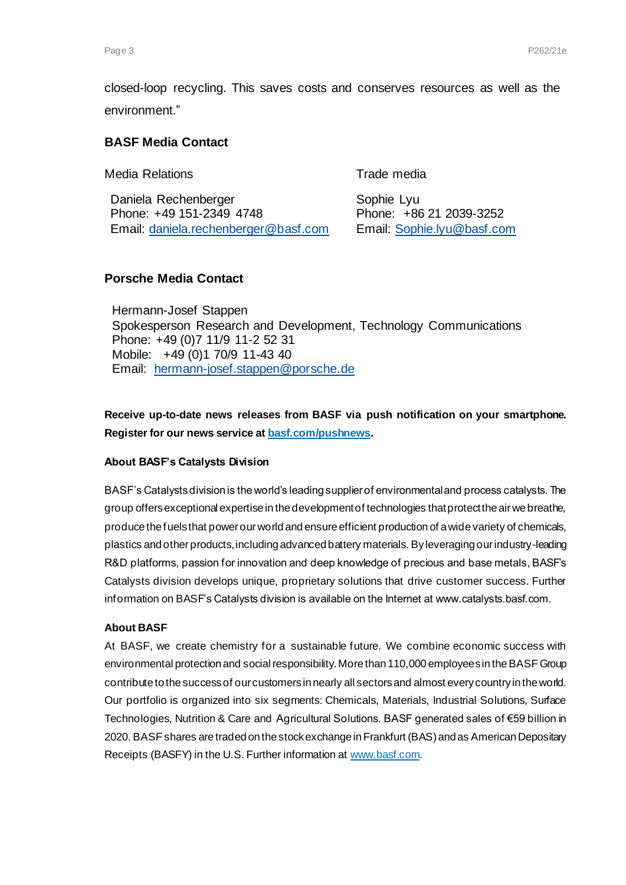closed-loop recycling. This saves costs and conserves resources as well as the environment."

## BASF Media Contact

Media Relations

Daniela Rechenberger
Phone: +49 151-2349 4748
Email: daniela.rechenberger@basf.com

Trade media

Sophie Lyu
Phone: +86 21 2039-3252
Email: Sophie.lyu@basf.com

## Porsche Media Contact

Hermann-Josef Stappen
Spokesperson Research and Development, Technology Communications
Phone: +49 (0)7 11/9 11-2 52 31
Mobile: +49 (0)1 70/9 11-43 40
Email: hermann-josef.stappen@porsche.de

**Receive up-to-date news releases from BASF via push notification on your smartphone. Register for our news service at basf.com/pushnews.**

### About BASF's Catalysts Division

BASF's Catalysts division is the world's leading supplier of environmental and process catalysts. The group offers exceptional expertise in the development of technologies that protect the air we breathe, produce the fuels that power our world and ensure efficient production of a wide variety of chemicals, plastics and other products, including advanced battery materials. By leveraging our industry-leading R&D platforms, passion for innovation and deep knowledge of precious and base metals, BASF's Catalysts division develops unique, proprietary solutions that drive customer success. Further information on BASF's Catalysts division is available on the Internet at www.catalysts.basf.com.

### About BASF

At BASF, we create chemistry for a sustainable future. We combine economic success with environmental protection and social responsibility. More than 110,000 employees in the BASF Group contribute to the success of our customers in nearly all sectors and almost every country in the world. Our portfolio is organized into six segments: Chemicals, Materials, Industrial Solutions, Surface Technologies, Nutrition & Care and Agricultural Solutions. BASF generated sales of €59 billion in 2020. BASF shares are traded on the stock exchange in Frankfurt (BAS) and as American Depositary Receipts (BASFY) in the U.S. Further information at www.basf.com.